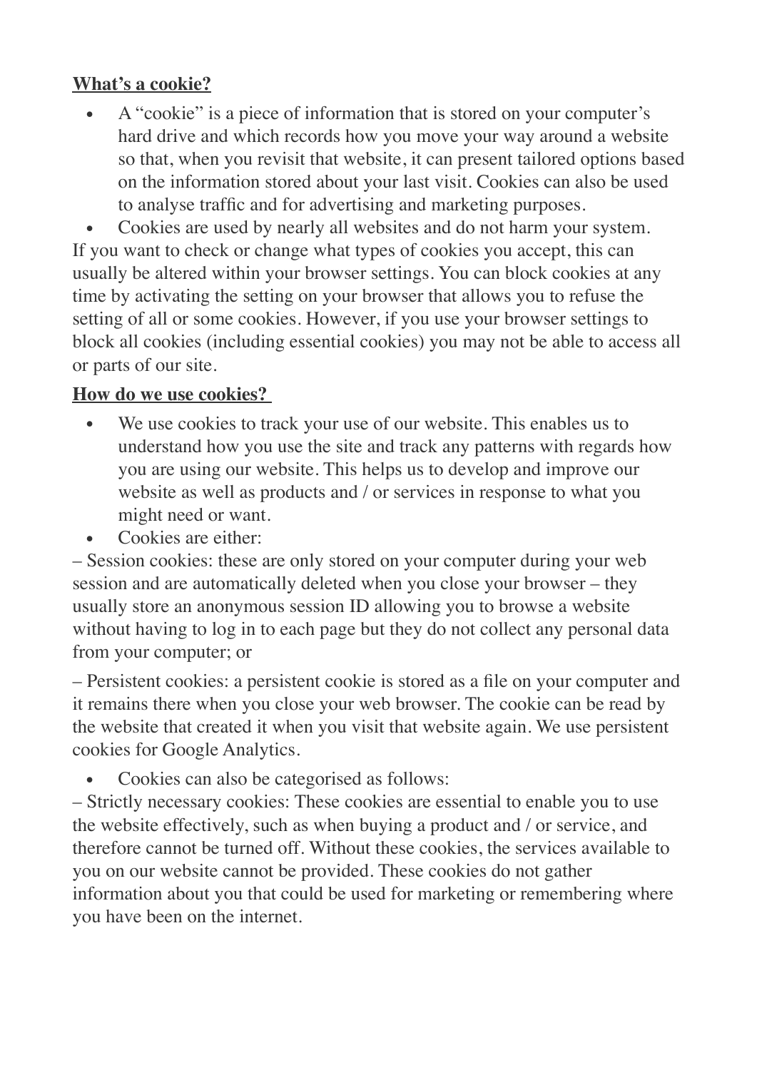**What's a cookie?**

- A "cookie" is a piece of information that is stored on your computer's hard drive and which records how you move your way around a website so that, when you revisit that website, it can present tailored options based on the information stored about your last visit. Cookies can also be used to analyse traffic and for advertising and marketing purposes.
- Cookies are used by nearly all websites and do not harm your system.

If you want to check or change what types of cookies you accept, this can usually be altered within your browser settings. You can block cookies at any time by activating the setting on your browser that allows you to refuse the setting of all or some cookies. However, if you use your browser settings to block all cookies (including essential cookies) you may not be able to access all or parts of our site.

**How do we use cookies?**

- We use cookies to track your use of our website. This enables us to understand how you use the site and track any patterns with regards how you are using our website. This helps us to develop and improve our website as well as products and / or services in response to what you might need or want.
- Cookies are either:

– Session cookies: these are only stored on your computer during your web session and are automatically deleted when you close your browser – they usually store an anonymous session ID allowing you to browse a website without having to log in to each page but they do not collect any personal data from your computer; or

– Persistent cookies: a persistent cookie is stored as a file on your computer and it remains there when you close your web browser. The cookie can be read by the website that created it when you visit that website again. We use persistent cookies for Google Analytics.

- Cookies can also be categorised as follows:

– Strictly necessary cookies: These cookies are essential to enable you to use the website effectively, such as when buying a product and / or service, and therefore cannot be turned off. Without these cookies, the services available to you on our website cannot be provided. These cookies do not gather information about you that could be used for marketing or remembering where you have been on the internet.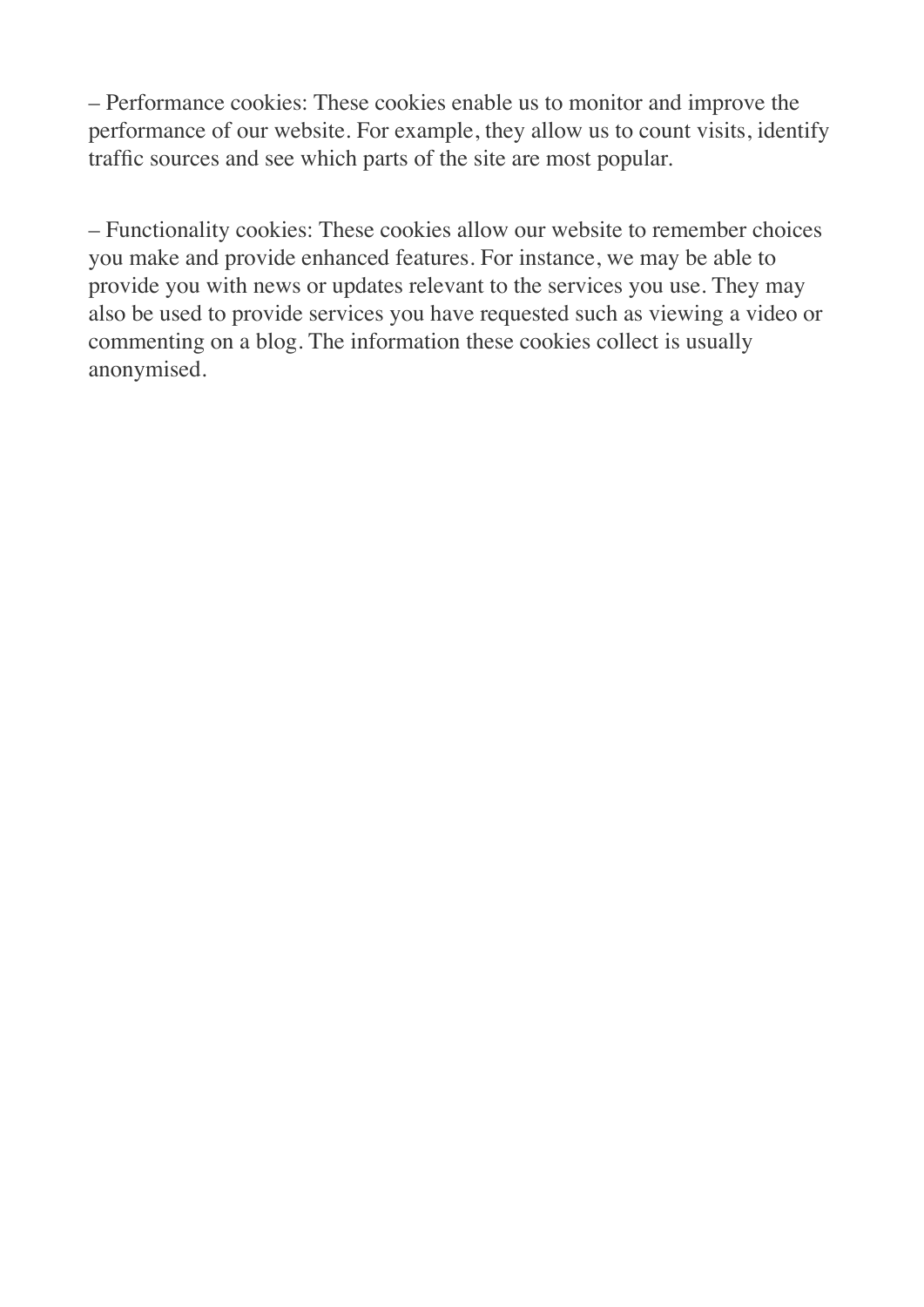– Performance cookies: These cookies enable us to monitor and improve the performance of our website. For example, they allow us to count visits, identify traffic sources and see which parts of the site are most popular.

– Functionality cookies: These cookies allow our website to remember choices you make and provide enhanced features. For instance, we may be able to provide you with news or updates relevant to the services you use. They may also be used to provide services you have requested such as viewing a video or commenting on a blog. The information these cookies collect is usually anonymised.